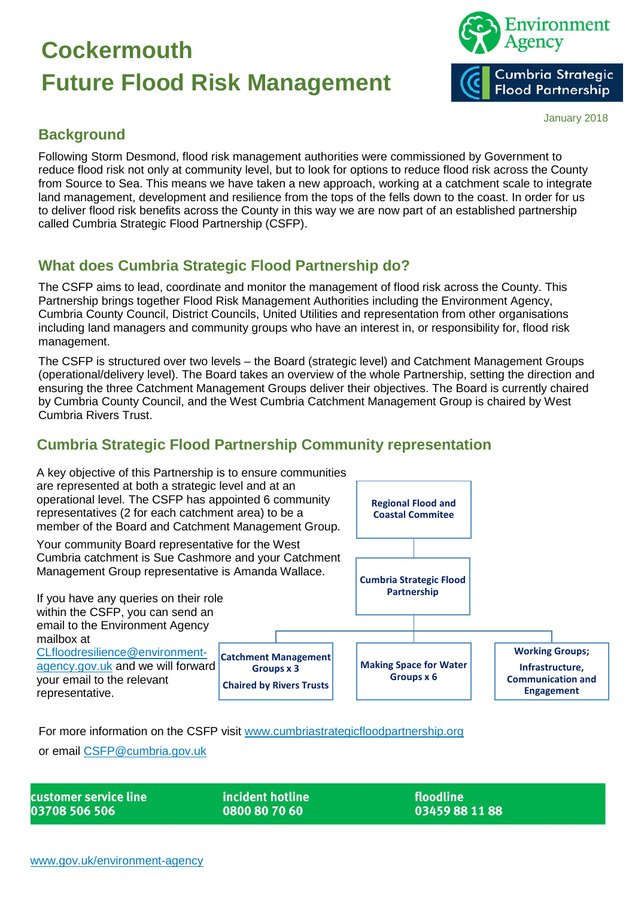# Cockermouth
# Future Flood Risk Management

Environment Agency

Cumbria Strategic Flood Partnership

January 2018

## Background

Following Storm Desmond, flood risk management authorities were commissioned by Government to reduce flood risk not only at community level, but to look for options to reduce flood risk across the County from Source to Sea. This means we have taken a new approach, working at a catchment scale to integrate land management, development and resilience from the tops of the fells down to the coast. In order for us to deliver flood risk benefits across the County in this way we are now part of an established partnership called Cumbria Strategic Flood Partnership (CSFP).

## What does Cumbria Strategic Flood Partnership do?

The CSFP aims to lead, coordinate and monitor the management of flood risk across the County. This Partnership brings together Flood Risk Management Authorities including the Environment Agency, Cumbria County Council, District Councils, United Utilities and representation from other organisations including land managers and community groups who have an interest in, or responsibility for, flood risk management.

The CSFP is structured over two levels – the Board (strategic level) and Catchment Management Groups (operational/delivery level). The Board takes an overview of the whole Partnership, setting the direction and ensuring the three Catchment Management Groups deliver their objectives. The Board is currently chaired by Cumbria County Council, and the West Cumbria Catchment Management Group is chaired by West Cumbria Rivers Trust.

## Cumbria Strategic Flood Partnership Community representation

A key objective of this Partnership is to ensure communities are represented at both a strategic level and at an operational level. The CSFP has appointed 6 community representatives (2 for each catchment area) to be a member of the Board and Catchment Management Group.

Your community Board representative for the West Cumbria catchment is Sue Cashmore and your Catchment Management Group representative is Amanda Wallace.

If you have any queries on their role within the CSFP, you can send an email to the Environment Agency mailbox at [CLfloodresilience@environment-agency.gov.uk](mailto:CLfloodresilience@environment-agency.gov.uk) and we will forward your email to the relevant representative.

**Regional Flood and Coastal Commitee**

**Cumbria Strategic Flood Partnership**

**Catchment Management Groups x 3**
**Chaired by Rivers Trusts**

**Making Space for Water Groups x 6**

**Working Groups; Infrastructure, Communication and Engagement**

For more information on the CSFP visit [www.cumbriastrategicfloodpartnership.org](http://www.cumbriastrategicfloodpartnership.org)

or email [CSFP@cumbria.gov.uk](mailto:CSFP@cumbria.gov.uk)

| customer service line | incident hotline | floodline |
|---|---|---|
| 03708 506 506 | 0800 80 70 60 | 03459 88 11 88 |

[www.gov.uk/environment-agency](http://www.gov.uk/environment-agency)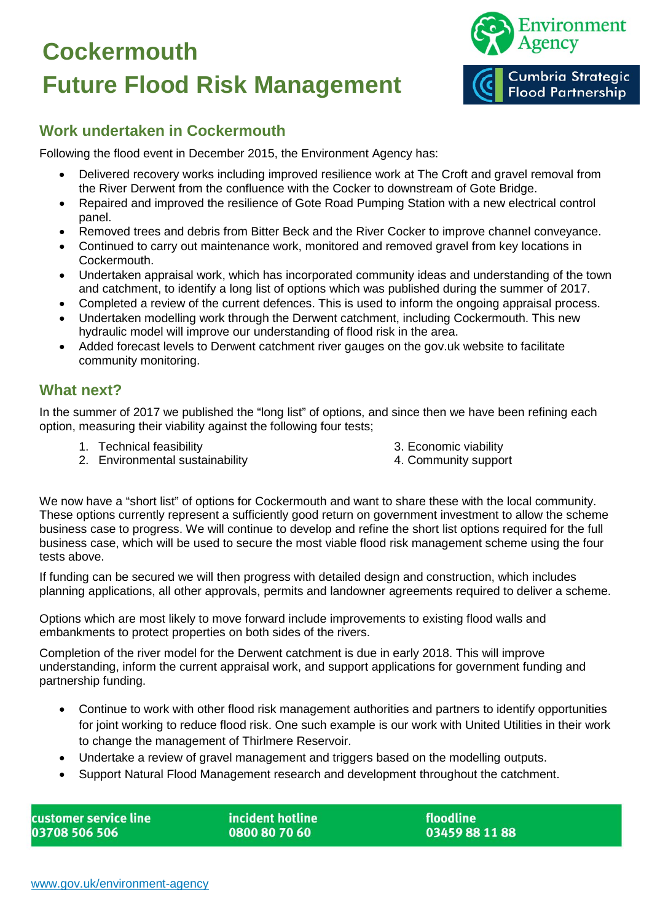# Cockermouth

# Future Flood Risk Management

## Work undertaken in Cockermouth

Following the flood event in December 2015, the Environment Agency has:

- Delivered recovery works including improved resilience work at The Croft and gravel removal from the River Derwent from the confluence with the Cocker to downstream of Gote Bridge.
- Repaired and improved the resilience of Gote Road Pumping Station with a new electrical control panel.
- Removed trees and debris from Bitter Beck and the River Cocker to improve channel conveyance.
- Continued to carry out maintenance work, monitored and removed gravel from key locations in Cockermouth.
- Undertaken appraisal work, which has incorporated community ideas and understanding of the town and catchment, to identify a long list of options which was published during the summer of 2017.
- Completed a review of the current defences. This is used to inform the ongoing appraisal process.
- Undertaken modelling work through the Derwent catchment, including Cockermouth. This new hydraulic model will improve our understanding of flood risk in the area.
- Added forecast levels to Derwent catchment river gauges on the gov.uk website to facilitate community monitoring.

## What next?

In the summer of 2017 we published the "long list" of options, and since then we have been refining each option, measuring their viability against the following four tests;

1. Technical feasibility
2. Environmental sustainability
3. Economic viability
4. Community support

We now have a "short list" of options for Cockermouth and want to share these with the local community. These options currently represent a sufficiently good return on government investment to allow the scheme business case to progress. We will continue to develop and refine the short list options required for the full business case, which will be used to secure the most viable flood risk management scheme using the four tests above.

If funding can be secured we will then progress with detailed design and construction, which includes planning applications, all other approvals, permits and landowner agreements required to deliver a scheme.

Options which are most likely to move forward include improvements to existing flood walls and embankments to protect properties on both sides of the rivers.

Completion of the river model for the Derwent catchment is due in early 2018. This will improve understanding, inform the current appraisal work, and support applications for government funding and partnership funding.

- Continue to work with other flood risk management authorities and partners to identify opportunities for joint working to reduce flood risk. One such example is our work with United Utilities in their work to change the management of Thirlmere Reservoir.
- Undertake a review of gravel management and triggers based on the modelling outputs.
- Support Natural Flood Management research and development throughout the catchment.

**customer service line** 03708 506 506 | **incident hotline** 0800 80 70 60 | **floodline** 03459 88 11 88

www.gov.uk/environment-agency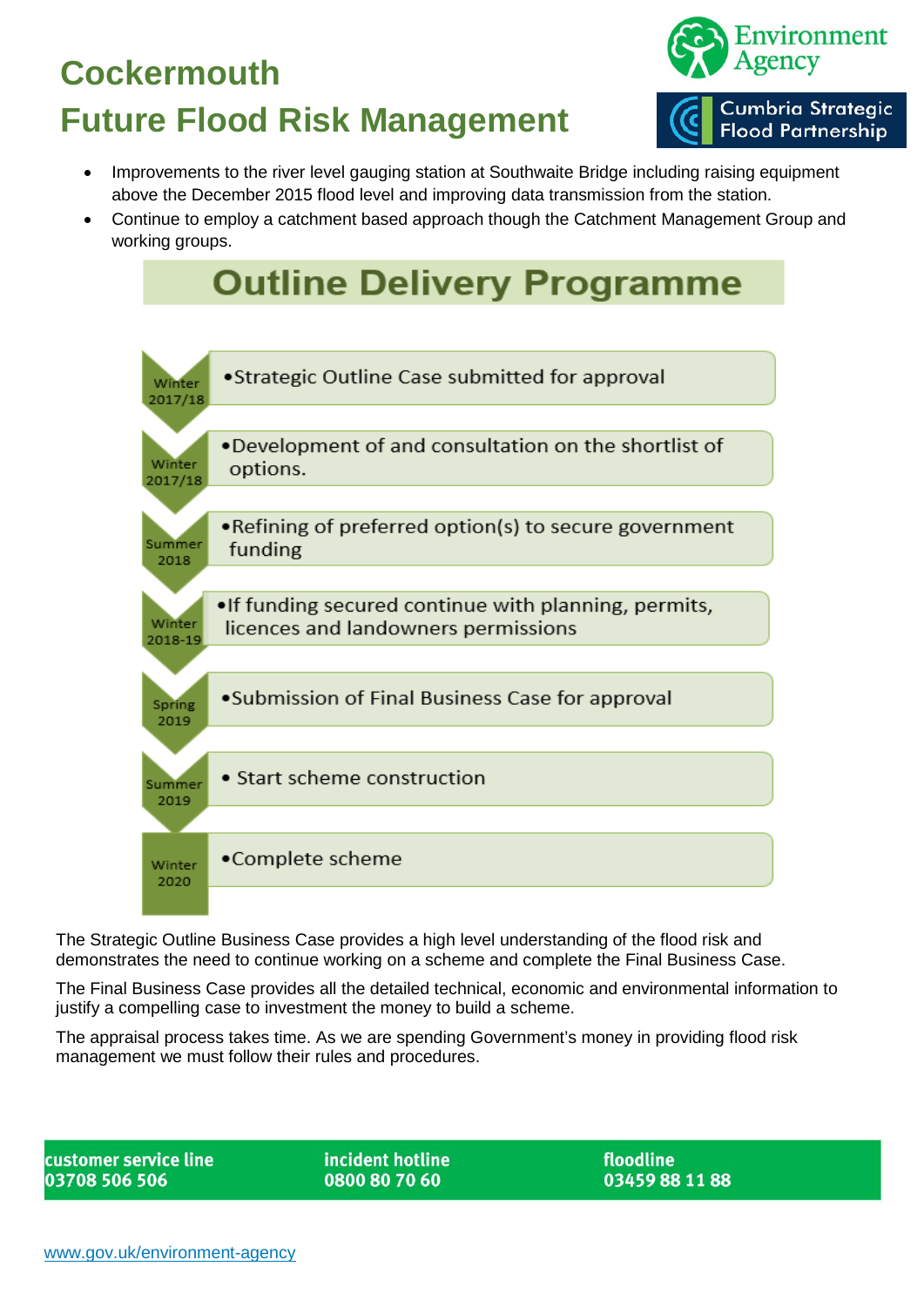# Cockermouth

# Future Flood Risk Management

- Improvements to the river level gauging station at Southwaite Bridge including raising equipment above the December 2015 flood level and improving data transmission from the station.
- Continue to employ a catchment based approach though the Catchment Management Group and working groups.

## Outline Delivery Programme

- **Winter 2017/18** – Strategic Outline Case submitted for approval
- **Winter 2017/18** – Development of and consultation on the shortlist of options.
- **Summer 2018** – Refining of preferred option(s) to secure government funding
- **Winter 2018-19** – If funding secured continue with planning, permits, licences and landowners permissions
- **Spring 2019** – Submission of Final Business Case for approval
- **Summer 2019** – Start scheme construction
- **Winter 2020** – Complete scheme

The Strategic Outline Business Case provides a high level understanding of the flood risk and demonstrates the need to continue working on a scheme and complete the Final Business Case.

The Final Business Case provides all the detailed technical, economic and environmental information to justify a compelling case to investment the money to build a scheme.

The appraisal process takes time. As we are spending Government's money in providing flood risk management we must follow their rules and procedures.

**customer service line** 03708 506 506 | **incident hotline** 0800 80 70 60 | **floodline** 03459 88 11 88

www.gov.uk/environment-agency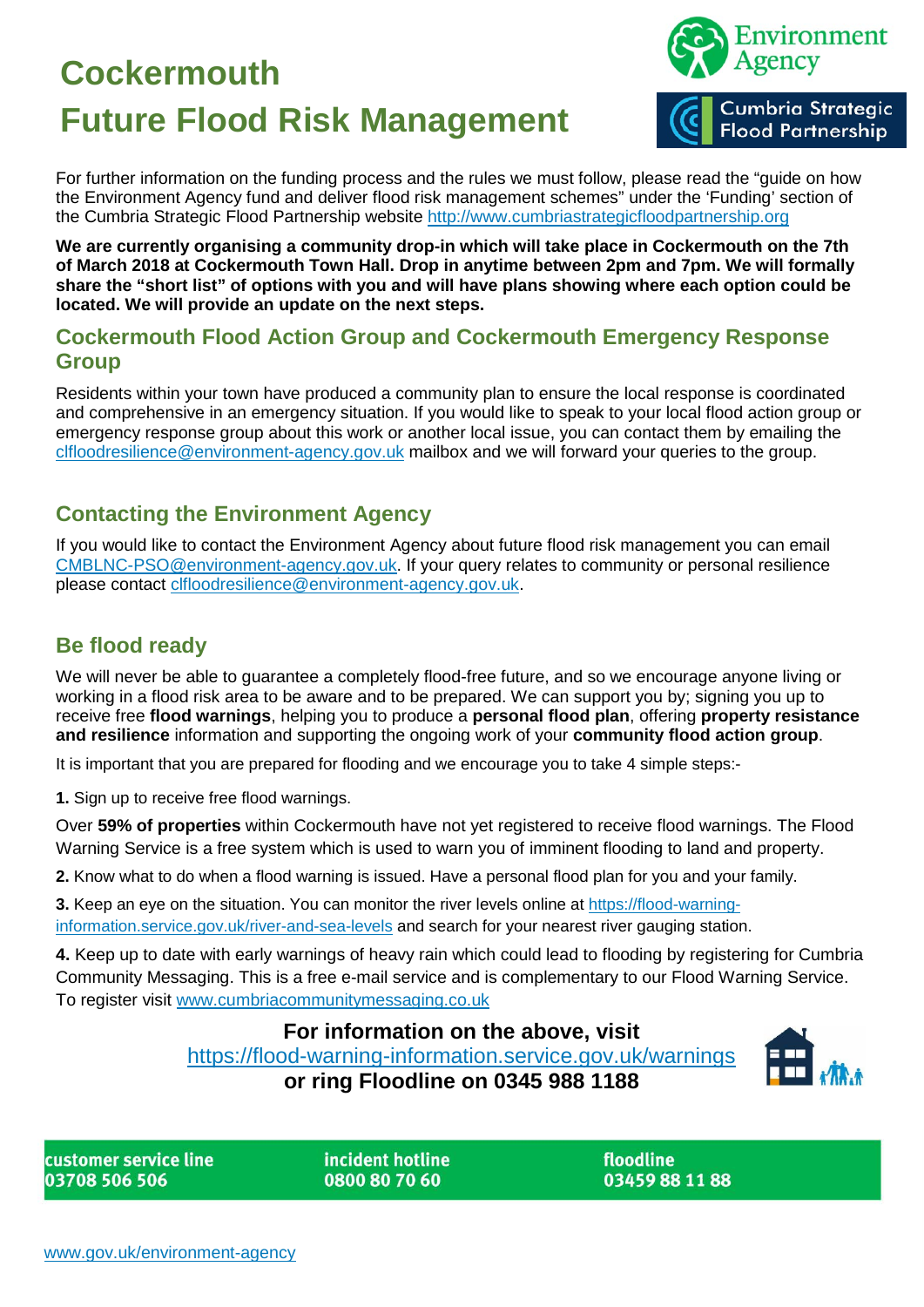# Cockermouth Future Flood Risk Management

For further information on the funding process and the rules we must follow, please read the "guide on how the Environment Agency fund and deliver flood risk management schemes" under the 'Funding' section of the Cumbria Strategic Flood Partnership website http://www.cumbriastrategicfloodpartnership.org

**We are currently organising a community drop-in which will take place in Cockermouth on the 7th of March 2018 at Cockermouth Town Hall. Drop in anytime between 2pm and 7pm. We will formally share the "short list" of options with you and will have plans showing where each option could be located. We will provide an update on the next steps.**

## Cockermouth Flood Action Group and Cockermouth Emergency Response Group

Residents within your town have produced a community plan to ensure the local response is coordinated and comprehensive in an emergency situation. If you would like to speak to your local flood action group or emergency response group about this work or another local issue, you can contact them by emailing the clfloodresilience@environment-agency.gov.uk mailbox and we will forward your queries to the group.

## Contacting the Environment Agency

If you would like to contact the Environment Agency about future flood risk management you can email CMBLNC-PSO@environment-agency.gov.uk. If your query relates to community or personal resilience please contact clfloodresilience@environment-agency.gov.uk.

## Be flood ready

We will never be able to guarantee a completely flood-free future, and so we encourage anyone living or working in a flood risk area to be aware and to be prepared. We can support you by; signing you up to receive free **flood warnings**, helping you to produce a **personal flood plan**, offering **property resistance and resilience** information and supporting the ongoing work of your **community flood action group**.

It is important that you are prepared for flooding and we encourage you to take 4 simple steps:-

**1.** Sign up to receive free flood warnings.

Over **59% of properties** within Cockermouth have not yet registered to receive flood warnings. The Flood Warning Service is a free system which is used to warn you of imminent flooding to land and property.

**2.** Know what to do when a flood warning is issued. Have a personal flood plan for you and your family.

**3.** Keep an eye on the situation. You can monitor the river levels online at https://flood-warning-information.service.gov.uk/river-and-sea-levels and search for your nearest river gauging station.

**4.** Keep up to date with early warnings of heavy rain which could lead to flooding by registering for Cumbria Community Messaging. This is a free e-mail service and is complementary to our Flood Warning Service. To register visit www.cumbriacommunitymessaging.co.uk

**For information on the above, visit**
https://flood-warning-information.service.gov.uk/warnings
**or ring Floodline on 0345 988 1188**

**customer service line**
**03708 506 506**

**incident hotline**
**0800 80 70 60**

**floodline**
**03459 88 11 88**

www.gov.uk/environment-agency